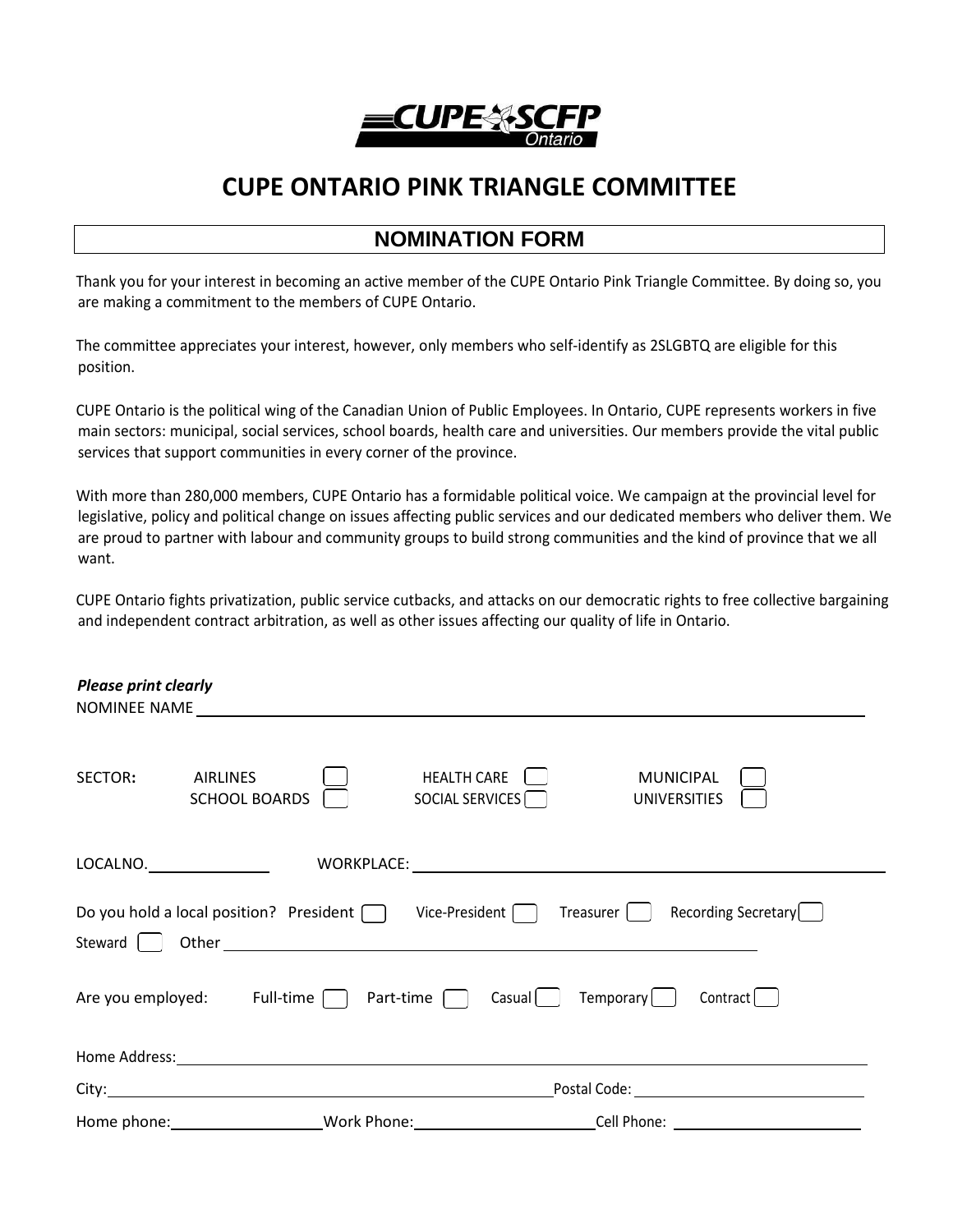# CUPE ONTARIO PINK TRIANGLE COMMITTEE

## NOMINATION FORM

Thank you for your interest in becoming an active member of the CUPE Ontario Pink Triangle Committee. By doing so, you are making a commitment to the members of CUPE Ontario.

The committee appreciates your interest, however, only members who self-identify as 2SLGBTQ are eligible for this position.

CUPE Ontario is the political wing of the Canadian Union of Public Employees. In Ontario, CUPE represents workers in five main sectors: municipal, social services, school boards, health care and universities. Our members provide the vital public services that support communities in every corner of the province.

With more than 280,000 members, CUPE Ontario has a formidable political voice. We campaign at the provincial level for legislative, policy and political change on issues affecting public services and our dedicated members who deliver them. We are proud to partner with labour and community groups to build strong communities and the kind of province that we all want.

CUPE Ontario fights privatization, public service cutbacks, and attacks on our democratic rights to free collective bargaining and independent contract arbitration, as well as other issues affecting our quality of life in Ontario.

***Please print clearly***

NOMINEE NAME \_\_\_\_\_\_\_\_\_\_\_\_\_\_\_\_\_\_\_\_\_\_\_\_\_\_\_\_\_\_\_\_\_\_\_\_\_\_\_\_

SECTOR**:** AIRLINES ☐ HEALTH CARE ☐ MUNICIPAL ☐
SCHOOL BOARDS ☐ SOCIAL SERVICES ☐ UNIVERSITIES ☐

LOCALNO. \_\_\_\_\_\_\_\_\_\_ WORKPLACE: \_\_\_\_\_\_\_\_\_\_\_\_\_\_\_\_\_\_\_\_\_\_\_\_\_\_\_\_\_\_

Do you hold a local position? President ☐ Vice-President ☐ Treasurer ☐ Recording Secretary ☐
Steward ☐ Other \_\_\_\_\_\_\_\_\_\_\_\_\_\_\_\_\_\_\_\_\_\_\_\_\_\_\_\_\_\_

Are you employed: Full-time ☐ Part-time ☐ Casual ☐ Temporary ☐ Contract ☐

Home Address: \_\_\_\_\_\_\_\_\_\_\_\_\_\_\_\_\_\_\_\_\_\_\_\_\_\_\_\_\_\_\_\_\_\_\_\_\_\_\_\_

City: \_\_\_\_\_\_\_\_\_\_\_\_\_\_\_\_\_\_\_\_\_\_\_\_\_\_\_\_ Postal Code: \_\_\_\_\_\_\_\_\_\_\_\_\_\_\_\_

Home phone: \_\_\_\_\_\_\_\_\_\_\_\_ Work Phone: \_\_\_\_\_\_\_\_\_\_\_\_ Cell Phone: \_\_\_\_\_\_\_\_\_\_\_\_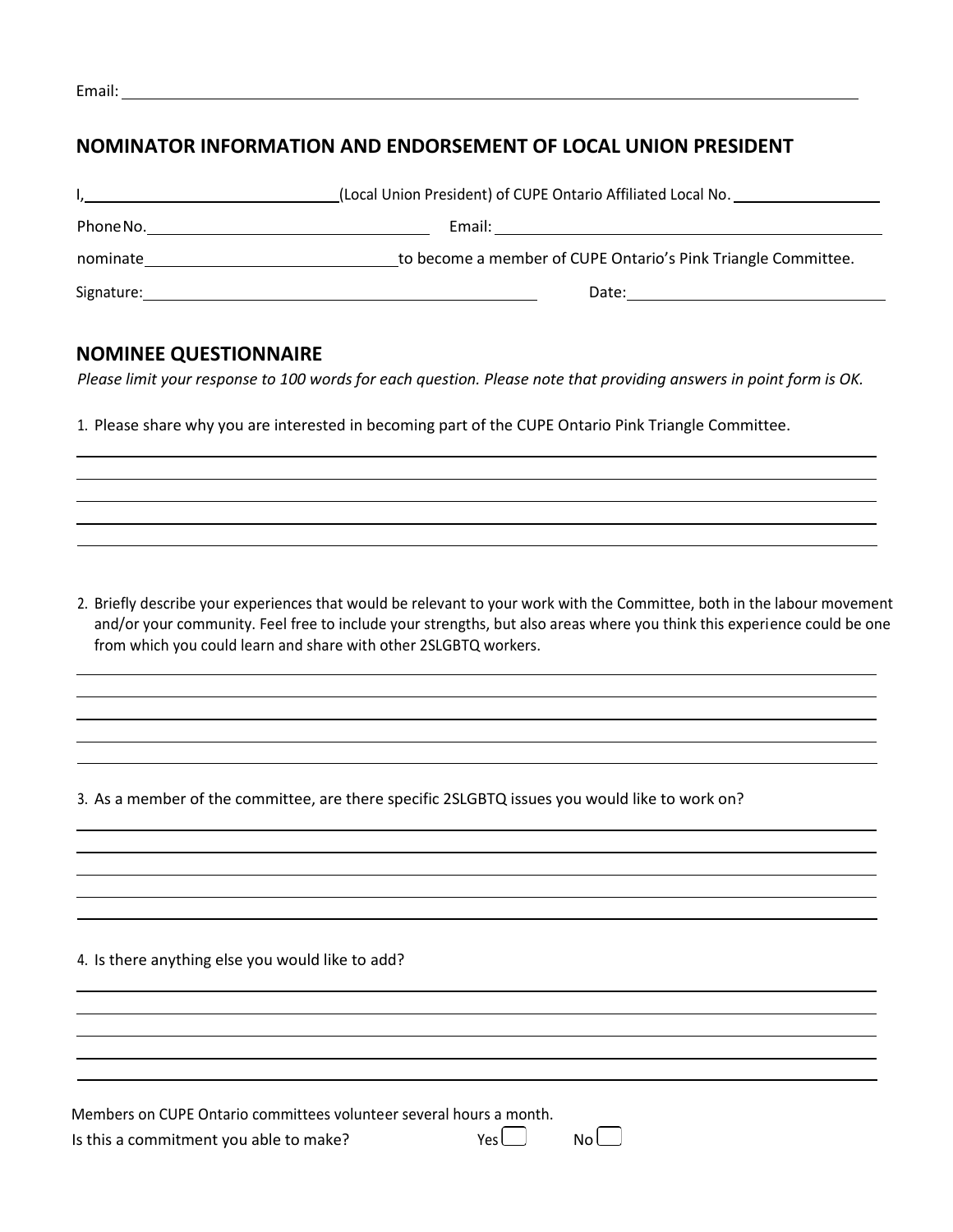Email: \_\_\_\_\_\_\_\_\_\_\_\_\_\_\_\_\_\_\_\_\_\_\_\_\_\_\_\_\_\_\_\_\_\_\_\_\_\_\_\_\_\_\_\_\_\_\_\_\_\_

## NOMINATOR INFORMATION AND ENDORSEMENT OF LOCAL UNION PRESIDENT

I, \_\_\_\_\_\_\_\_\_\_\_\_\_\_\_\_\_\_\_\_\_\_\_\_\_\_\_\_ (Local Union President) of CUPE Ontario Affiliated Local No. \_\_\_\_\_\_\_\_\_\_\_\_\_\_\_\_

Phone No. \_\_\_\_\_\_\_\_\_\_\_\_\_\_\_\_\_\_\_\_\_\_\_\_\_\_\_\_ Email: \_\_\_\_\_\_\_\_\_\_\_\_\_\_\_\_\_\_\_\_\_\_\_\_\_\_\_\_\_\_\_\_\_\_\_\_

nominate \_\_\_\_\_\_\_\_\_\_\_\_\_\_\_\_\_\_\_\_\_\_\_\_\_\_\_\_ to become a member of CUPE Ontario's Pink Triangle Committee.

Signature: \_\_\_\_\_\_\_\_\_\_\_\_\_\_\_\_\_\_\_\_\_\_\_\_\_\_\_\_\_\_\_\_\_\_\_\_\_\_\_\_ Date: \_\_\_\_\_\_\_\_\_\_\_\_\_\_\_\_\_\_\_\_\_\_\_\_\_\_\_\_

## NOMINEE QUESTIONNAIRE

*Please limit your response to 100 words for each question. Please note that providing answers in point form is OK.*

1. Please share why you are interested in becoming part of the CUPE Ontario Pink Triangle Committee.

2. Briefly describe your experiences that would be relevant to your work with the Committee, both in the labour movement and/or your community. Feel free to include your strengths, but also areas where you think this experience could be one from which you could learn and share with other 2SLGBTQ workers.

3. As a member of the committee, are there specific 2SLGBTQ issues you would like to work on?

4. Is there anything else you would like to add?

Members on CUPE Ontario committees volunteer several hours a month.
Is this a commitment you able to make? Yes ☐ No ☐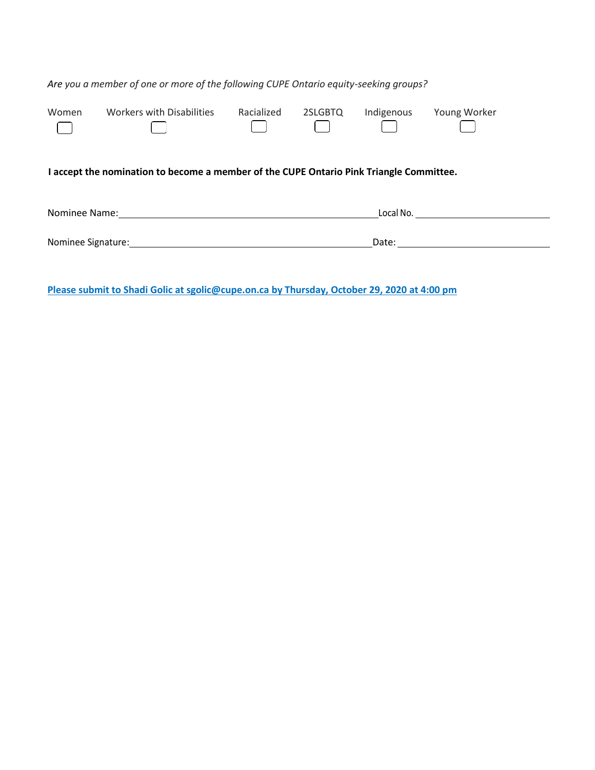*Are you a member of one or more of the following CUPE Ontario equity-seeking groups?*

| Women | Workers with Disabilities | Racialized | 2SLGBTQ | Indigenous | Young Worker |
|---|---|---|---|---|---|
| ☐ | ☐ | ☐ | ☐ | ☐ | ☐ |

**I accept the nomination to become a member of the CUPE Ontario Pink Triangle Committee.**

Nominee Name:\_\_\_\_\_\_\_\_\_\_\_\_\_\_\_\_\_\_\_\_\_\_\_\_\_\_\_\_\_\_\_\_\_\_\_\_\_\_\_\_ Local No. \_\_\_\_\_\_\_\_\_\_\_\_\_\_\_\_\_\_\_\_

Nominee Signature:\_\_\_\_\_\_\_\_\_\_\_\_\_\_\_\_\_\_\_\_\_\_\_\_\_\_\_\_\_\_\_\_\_\_\_\_\_\_ Date: \_\_\_\_\_\_\_\_\_\_\_\_\_\_\_\_\_\_\_\_\_\_\_\_

**Please submit to Shadi Golic at sgolic@cupe.on.ca by Thursday, October 29, 2020 at 4:00 pm**